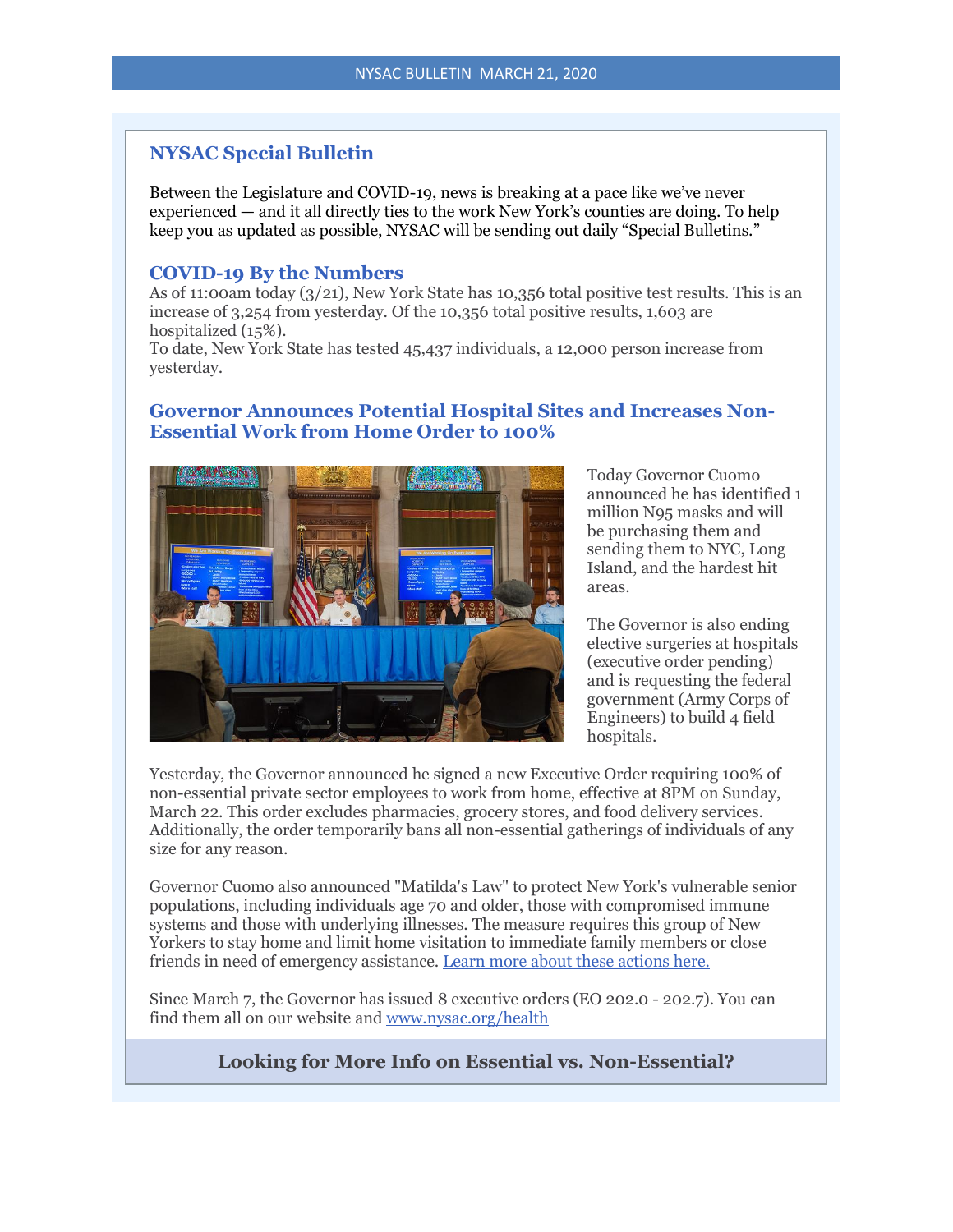NYSAC BULLETIN MARCH 21, 2020

## NYSAC Special Bulletin

Between the Legislature and COVID-19, news is breaking at a pace like we've never experienced — and it all directly ties to the work New York's counties are doing. To help keep you as updated as possible, NYSAC will be sending out daily "Special Bulletins."

## COVID-19 By the Numbers

As of 11:00am today (3/21), New York State has 10,356 total positive test results. This is an increase of 3,254 from yesterday. Of the 10,356 total positive results, 1,603 are hospitalized (15%).
To date, New York State has tested 45,437 individuals, a 12,000 person increase from yesterday.

## Governor Announces Potential Hospital Sites and Increases Non-Essential Work from Home Order to 100%

Today Governor Cuomo announced he has identified 1 million N95 masks and will be purchasing them and sending them to NYC, Long Island, and the hardest hit areas.

The Governor is also ending elective surgeries at hospitals (executive order pending) and is requesting the federal government (Army Corps of Engineers) to build 4 field hospitals.

Yesterday, the Governor announced he signed a new Executive Order requiring 100% of non-essential private sector employees to work from home, effective at 8PM on Sunday, March 22. This order excludes pharmacies, grocery stores, and food delivery services. Additionally, the order temporarily bans all non-essential gatherings of individuals of any size for any reason.

Governor Cuomo also announced "Matilda's Law" to protect New York's vulnerable senior populations, including individuals age 70 and older, those with compromised immune systems and those with underlying illnesses. The measure requires this group of New Yorkers to stay home and limit home visitation to immediate family members or close friends in need of emergency assistance. [Learn more about these actions here.]

Since March 7, the Governor has issued 8 executive orders (EO 202.0 - 202.7). You can find them all on our website and www.nysac.org/health

### Looking for More Info on Essential vs. Non-Essential?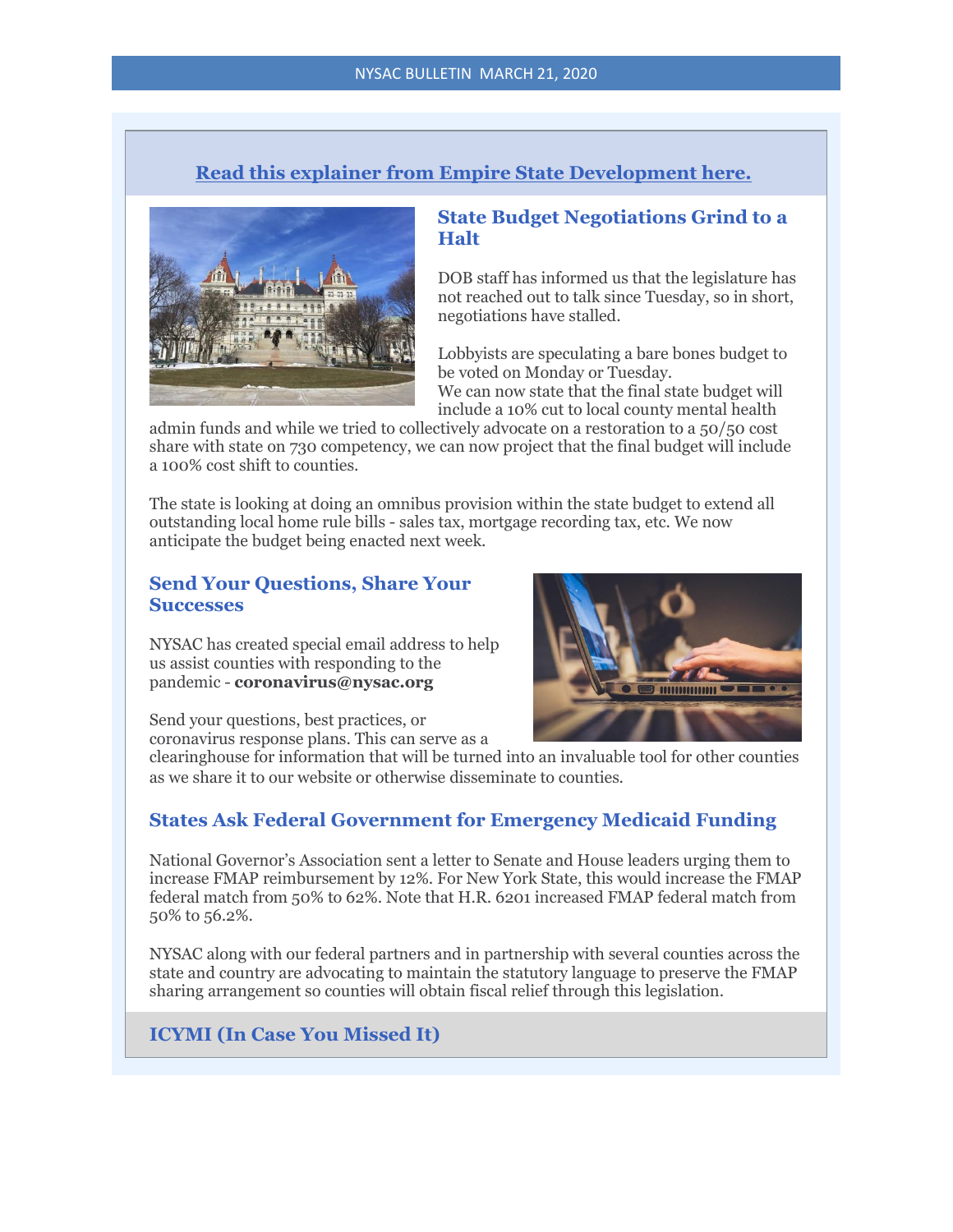**Read this explainer from Empire State Development here.**

## State Budget Negotiations Grind to a Halt

DOB staff has informed us that the legislature has not reached out to talk since Tuesday, so in short, negotiations have stalled.

Lobbyists are speculating a bare bones budget to be voted on Monday or Tuesday.
We can now state that the final state budget will include a 10% cut to local county mental health admin funds and while we tried to collectively advocate on a restoration to a 50/50 cost share with state on 730 competency, we can now project that the final budget will include a 100% cost shift to counties.

The state is looking at doing an omnibus provision within the state budget to extend all outstanding local home rule bills - sales tax, mortgage recording tax, etc. We now anticipate the budget being enacted next week.

## Send Your Questions, Share Your Successes

NYSAC has created special email address to help us assist counties with responding to the pandemic - **coronavirus@nysac.org**

Send your questions, best practices, or coronavirus response plans. This can serve as a clearinghouse for information that will be turned into an invaluable tool for other counties as we share it to our website or otherwise disseminate to counties.

## States Ask Federal Government for Emergency Medicaid Funding

National Governor's Association sent a letter to Senate and House leaders urging them to increase FMAP reimbursement by 12%. For New York State, this would increase the FMAP federal match from 50% to 62%. Note that H.R. 6201 increased FMAP federal match from 50% to 56.2%.

NYSAC along with our federal partners and in partnership with several counties across the state and country are advocating to maintain the statutory language to preserve the FMAP sharing arrangement so counties will obtain fiscal relief through this legislation.

## ICYMI (In Case You Missed It)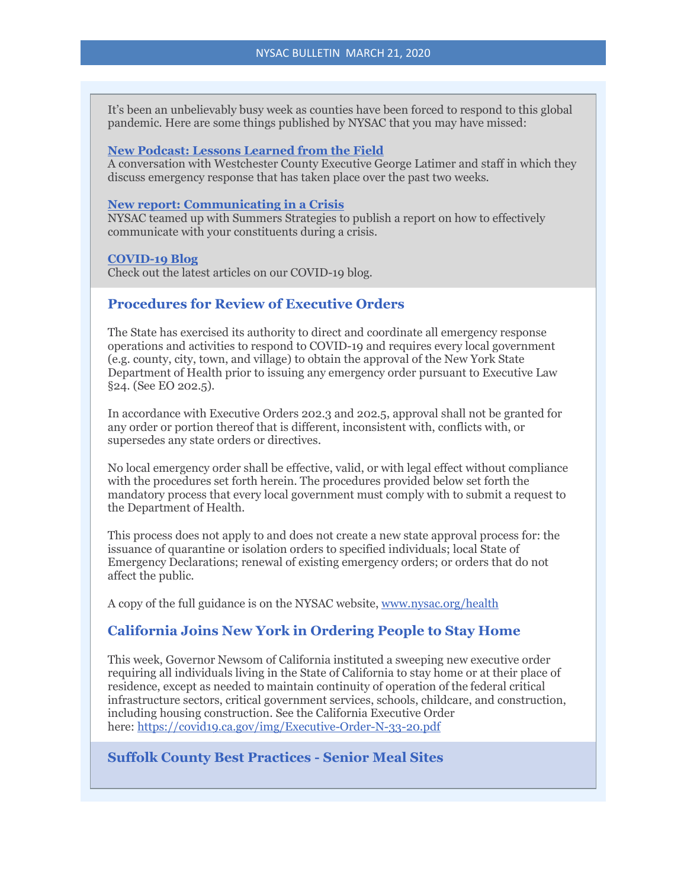It's been an unbelievably busy week as counties have been forced to respond to this global pandemic. Here are some things published by NYSAC that you may have missed:

**New Podcast: Lessons Learned from the Field**
A conversation with Westchester County Executive George Latimer and staff in which they discuss emergency response that has taken place over the past two weeks.

**New report: Communicating in a Crisis**
NYSAC teamed up with Summers Strategies to publish a report on how to effectively communicate with your constituents during a crisis.

**COVID-19 Blog**
Check out the latest articles on our COVID-19 blog.

## Procedures for Review of Executive Orders

The State has exercised its authority to direct and coordinate all emergency response operations and activities to respond to COVID-19 and requires every local government (e.g. county, city, town, and village) to obtain the approval of the New York State Department of Health prior to issuing any emergency order pursuant to Executive Law §24. (See EO 202.5).

In accordance with Executive Orders 202.3 and 202.5, approval shall not be granted for any order or portion thereof that is different, inconsistent with, conflicts with, or supersedes any state orders or directives.

No local emergency order shall be effective, valid, or with legal effect without compliance with the procedures set forth herein. The procedures provided below set forth the mandatory process that every local government must comply with to submit a request to the Department of Health.

This process does not apply to and does not create a new state approval process for: the issuance of quarantine or isolation orders to specified individuals; local State of Emergency Declarations; renewal of existing emergency orders; or orders that do not affect the public.

A copy of the full guidance is on the NYSAC website, www.nysac.org/health

## California Joins New York in Ordering People to Stay Home

This week, Governor Newsom of California instituted a sweeping new executive order requiring all individuals living in the State of California to stay home or at their place of residence, except as needed to maintain continuity of operation of the federal critical infrastructure sectors, critical government services, schools, childcare, and construction, including housing construction. See the California Executive Order here: https://covid19.ca.gov/img/Executive-Order-N-33-20.pdf

## Suffolk County Best Practices - Senior Meal Sites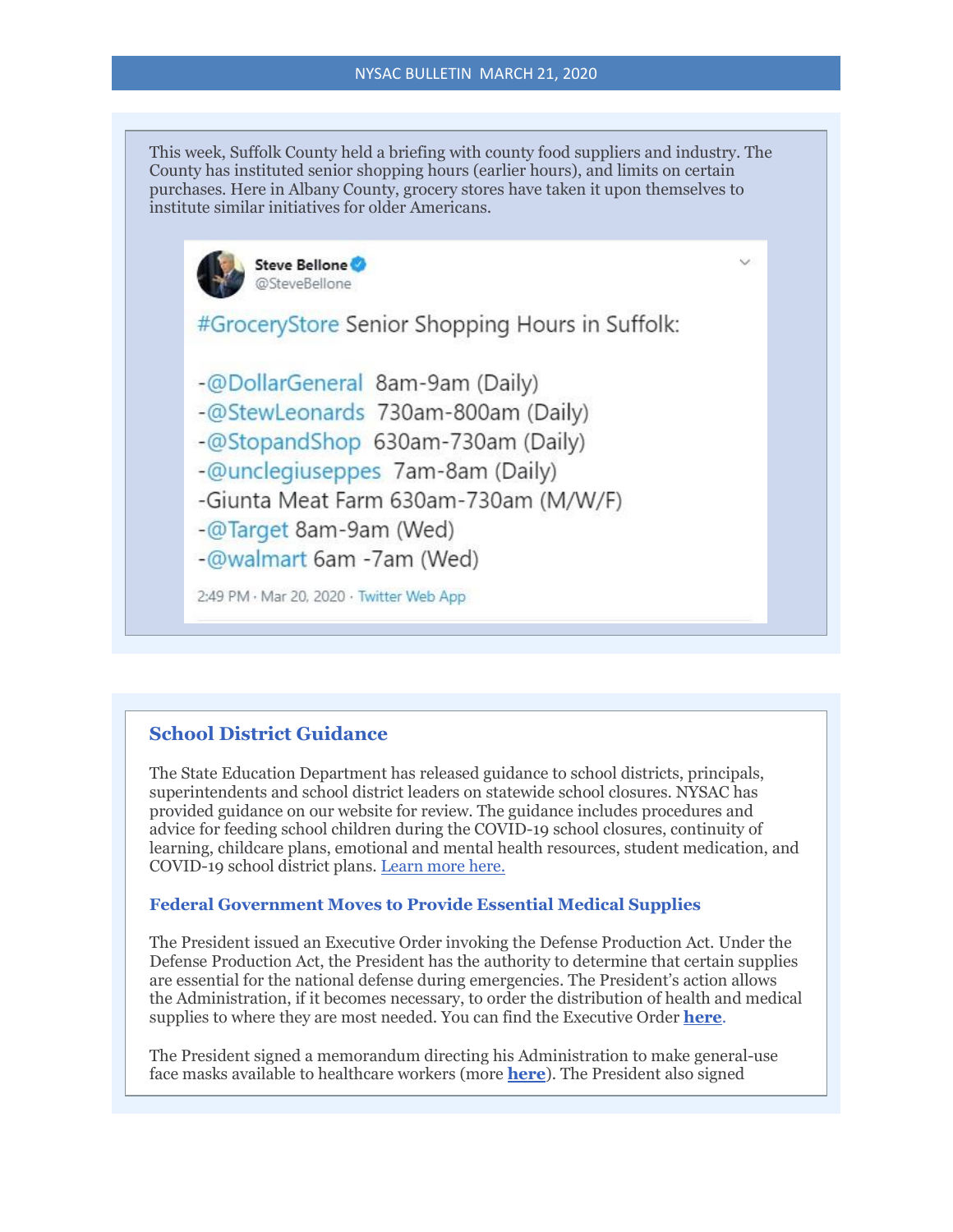This week, Suffolk County held a briefing with county food suppliers and industry. The County has instituted senior shopping hours (earlier hours), and limits on certain purchases. Here in Albany County, grocery stores have taken it upon themselves to institute similar initiatives for older Americans.

**Steve Bellone** @SteveBellone

#GroceryStore Senior Shopping Hours in Suffolk:

-@DollarGeneral 8am-9am (Daily)
-@StewLeonards 730am-800am (Daily)
-@StopandShop 630am-730am (Daily)
-@unclegiuseppes 7am-8am (Daily)
-Giunta Meat Farm 630am-730am (M/W/F)
-@Target 8am-9am (Wed)
-@walmart 6am -7am (Wed)

2:49 PM · Mar 20, 2020 · Twitter Web App

## School District Guidance

The State Education Department has released guidance to school districts, principals, superintendents and school district leaders on statewide school closures. NYSAC has provided guidance on our website for review. The guidance includes procedures and advice for feeding school children during the COVID-19 school closures, continuity of learning, childcare plans, emotional and mental health resources, student medication, and COVID-19 school district plans. Learn more here.

### Federal Government Moves to Provide Essential Medical Supplies

The President issued an Executive Order invoking the Defense Production Act. Under the Defense Production Act, the President has the authority to determine that certain supplies are essential for the national defense during emergencies. The President's action allows the Administration, if it becomes necessary, to order the distribution of health and medical supplies to where they are most needed. You can find the Executive Order **here**.

The President signed a memorandum directing his Administration to make general-use face masks available to healthcare workers (more **here**). The President also signed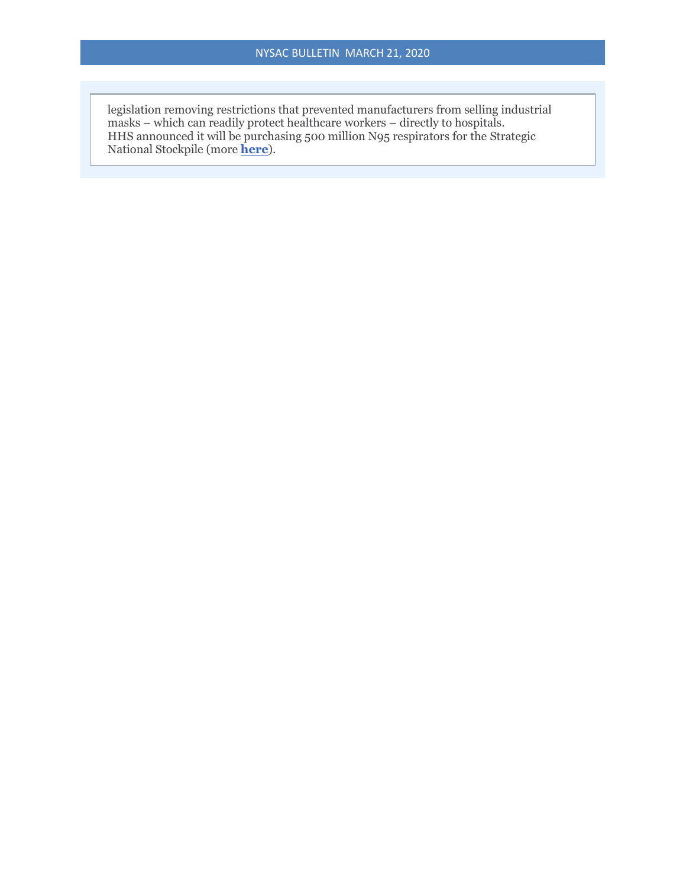legislation removing restrictions that prevented manufacturers from selling industrial masks – which can readily protect healthcare workers – directly to hospitals.
HHS announced it will be purchasing 500 million N95 respirators for the Strategic National Stockpile (more **here**).